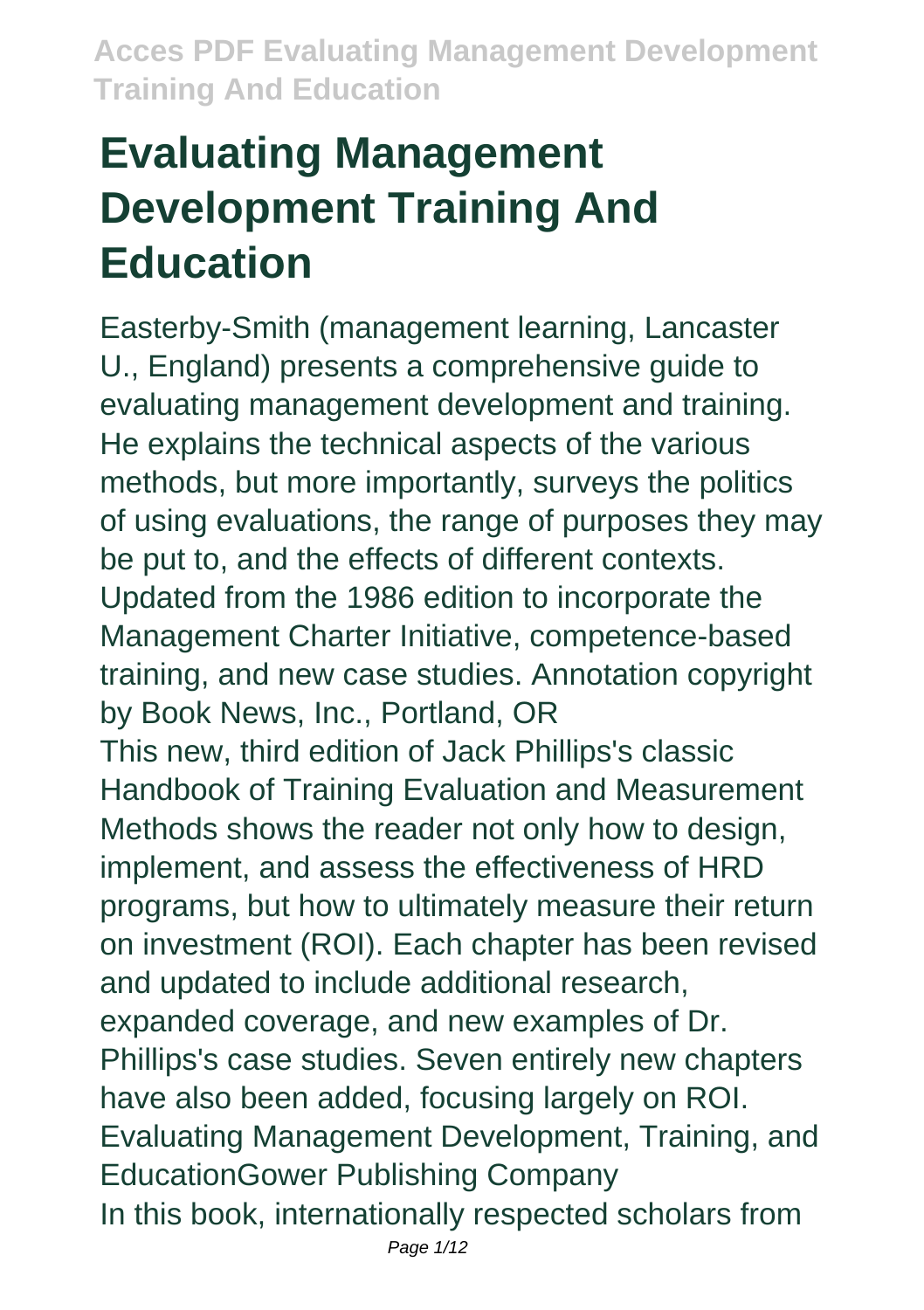# Evaluating Management Development Training And Education

Easterby-Smith (management learning, Lancaster U., England) presents a comprehensive guide to evaluating management development and training. He explains the technical aspects of the various methods, but more importantly, surveys the politics of using evaluations, the range of purposes they may be put to, and the effects of different contexts. Updated from the 1986 edition to incorporate the Management Charter Initiative, competence-based training, and new case studies. Annotation copyright by Book News, Inc., Portland, OR

This new, third edition of Jack Phillips's classic Handbook of Training Evaluation and Measurement Methods shows the reader not only how to design, implement, and assess the effectiveness of HRD programs, but how to ultimately measure their return on investment (ROI). Each chapter has been revised and updated to include additional research, expanded coverage, and new examples of Dr. Phillips's case studies. Seven entirely new chapters have also been added, focusing largely on ROI.

Evaluating Management Development, Training, and EducationGower Publishing Company

In this book, internationally respected scholars from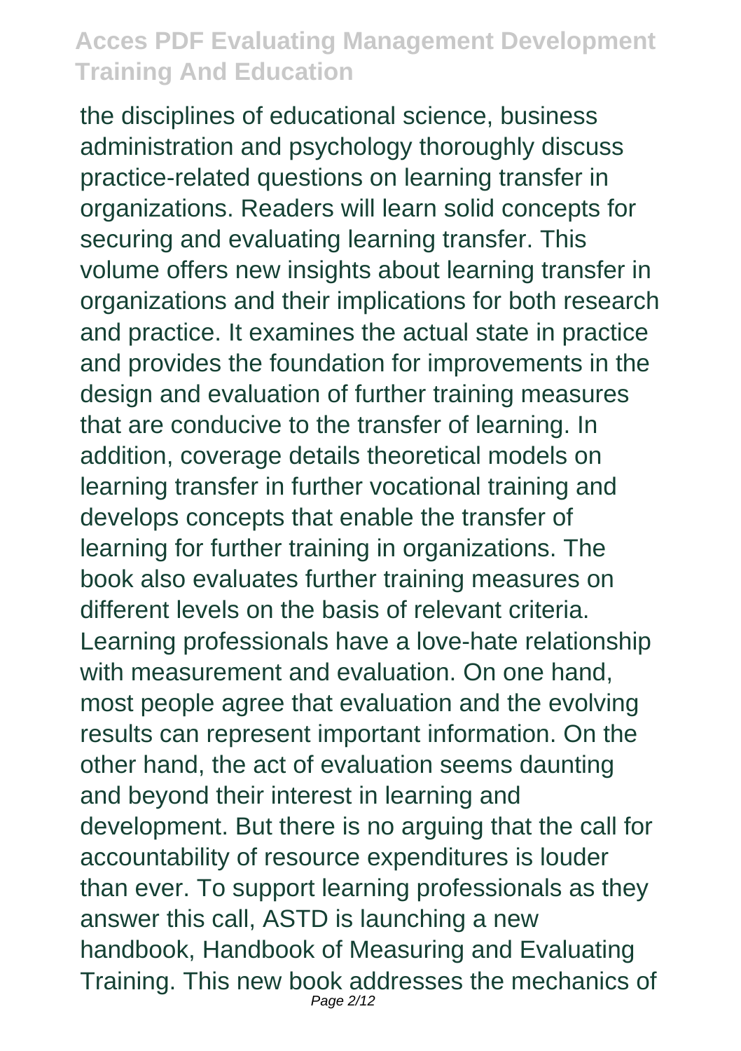the disciplines of educational science, business administration and psychology thoroughly discuss practice-related questions on learning transfer in organizations. Readers will learn solid concepts for securing and evaluating learning transfer. This volume offers new insights about learning transfer in organizations and their implications for both research and practice. It examines the actual state in practice and provides the foundation for improvements in the design and evaluation of further training measures that are conducive to the transfer of learning. In addition, coverage details theoretical models on learning transfer in further vocational training and develops concepts that enable the transfer of learning for further training in organizations. The book also evaluates further training measures on different levels on the basis of relevant criteria. Learning professionals have a love-hate relationship with measurement and evaluation. On one hand, most people agree that evaluation and the evolving results can represent important information. On the other hand, the act of evaluation seems daunting and beyond their interest in learning and development. But there is no arguing that the call for accountability of resource expenditures is louder than ever. To support learning professionals as they answer this call, ASTD is launching a new handbook, Handbook of Measuring and Evaluating Training. This new book addresses the mechanics of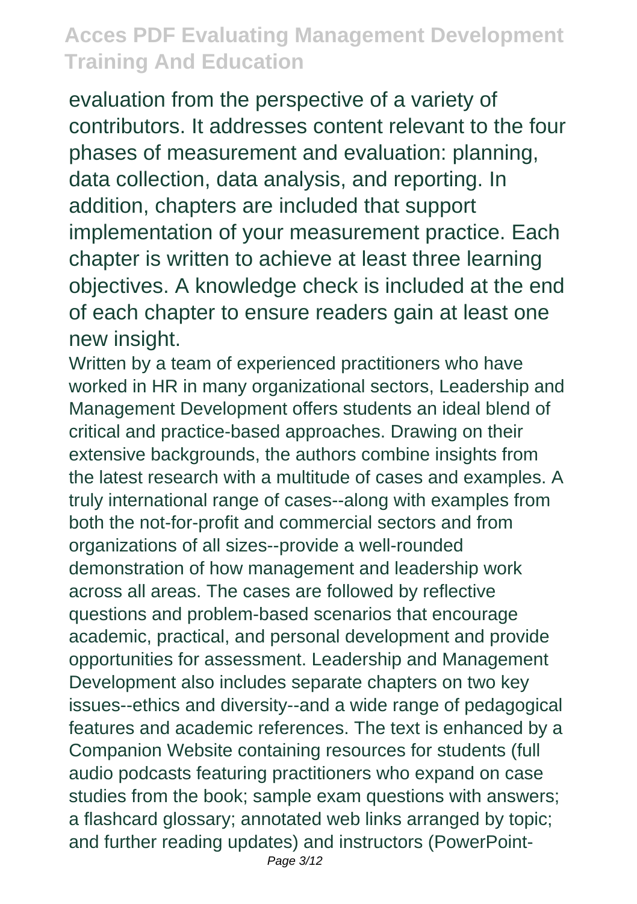evaluation from the perspective of a variety of contributors. It addresses content relevant to the four phases of measurement and evaluation: planning, data collection, data analysis, and reporting. In addition, chapters are included that support implementation of your measurement practice. Each chapter is written to achieve at least three learning objectives. A knowledge check is included at the end of each chapter to ensure readers gain at least one new insight.

Written by a team of experienced practitioners who have worked in HR in many organizational sectors, Leadership and Management Development offers students an ideal blend of critical and practice-based approaches. Drawing on their extensive backgrounds, the authors combine insights from the latest research with a multitude of cases and examples. A truly international range of cases--along with examples from both the not-for-profit and commercial sectors and from organizations of all sizes--provide a well-rounded demonstration of how management and leadership work across all areas. The cases are followed by reflective questions and problem-based scenarios that encourage academic, practical, and personal development and provide opportunities for assessment. Leadership and Management Development also includes separate chapters on two key issues--ethics and diversity--and a wide range of pedagogical features and academic references. The text is enhanced by a Companion Website containing resources for students (full audio podcasts featuring practitioners who expand on case studies from the book; sample exam questions with answers; a flashcard glossary; annotated web links arranged by topic; and further reading updates) and instructors (PowerPoint-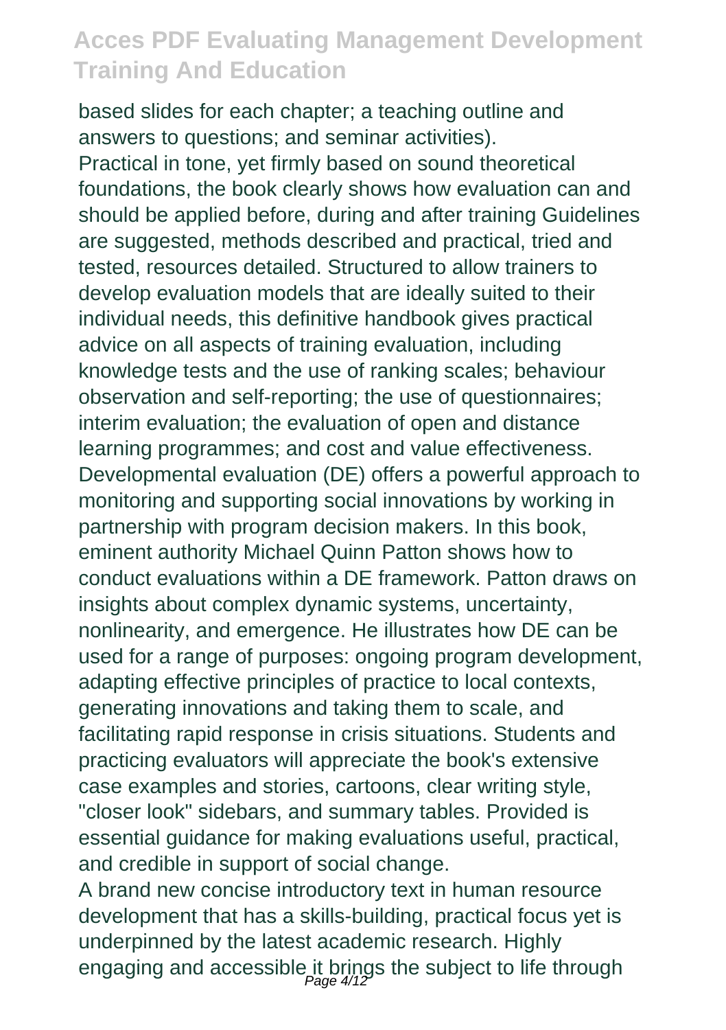based slides for each chapter; a teaching outline and answers to questions; and seminar activities).

Practical in tone, yet firmly based on sound theoretical foundations, the book clearly shows how evaluation can and should be applied before, during and after training Guidelines are suggested, methods described and practical, tried and tested, resources detailed. Structured to allow trainers to develop evaluation models that are ideally suited to their individual needs, this definitive handbook gives practical advice on all aspects of training evaluation, including knowledge tests and the use of ranking scales; behaviour observation and self-reporting; the use of questionnaires; interim evaluation; the evaluation of open and distance learning programmes; and cost and value effectiveness.

Developmental evaluation (DE) offers a powerful approach to monitoring and supporting social innovations by working in partnership with program decision makers. In this book, eminent authority Michael Quinn Patton shows how to conduct evaluations within a DE framework. Patton draws on insights about complex dynamic systems, uncertainty, nonlinearity, and emergence. He illustrates how DE can be used for a range of purposes: ongoing program development, adapting effective principles of practice to local contexts, generating innovations and taking them to scale, and facilitating rapid response in crisis situations. Students and practicing evaluators will appreciate the book's extensive case examples and stories, cartoons, clear writing style, "closer look" sidebars, and summary tables. Provided is essential guidance for making evaluations useful, practical, and credible in support of social change.

A brand new concise introductory text in human resource development that has a skills-building, practical focus yet is underpinned by the latest academic research. Highly engaging and accessible it brings the subject to life through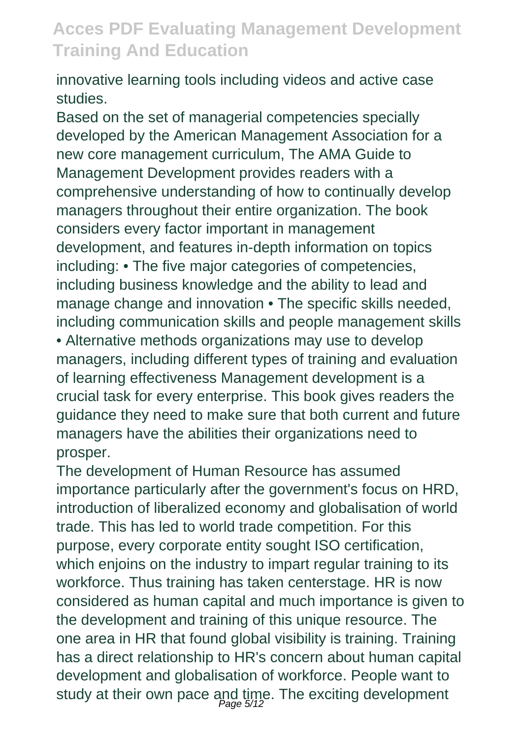innovative learning tools including videos and active case studies.

Based on the set of managerial competencies specially developed by the American Management Association for a new core management curriculum, The AMA Guide to Management Development provides readers with a comprehensive understanding of how to continually develop managers throughout their entire organization. The book considers every factor important in management development, and features in-depth information on topics including: • The five major categories of competencies, including business knowledge and the ability to lead and manage change and innovation • The specific skills needed, including communication skills and people management skills • Alternative methods organizations may use to develop managers, including different types of training and evaluation of learning effectiveness Management development is a crucial task for every enterprise. This book gives readers the guidance they need to make sure that both current and future managers have the abilities their organizations need to prosper.

The development of Human Resource has assumed importance particularly after the government's focus on HRD, introduction of liberalized economy and globalisation of world trade. This has led to world trade competition. For this purpose, every corporate entity sought ISO certification, which enjoins on the industry to impart regular training to its workforce. Thus training has taken centerstage. HR is now considered as human capital and much importance is given to the development and training of this unique resource. The one area in HR that found global visibility is training. Training has a direct relationship to HR's concern about human capital development and globalisation of workforce. People want to study at their own pace and time. The exciting development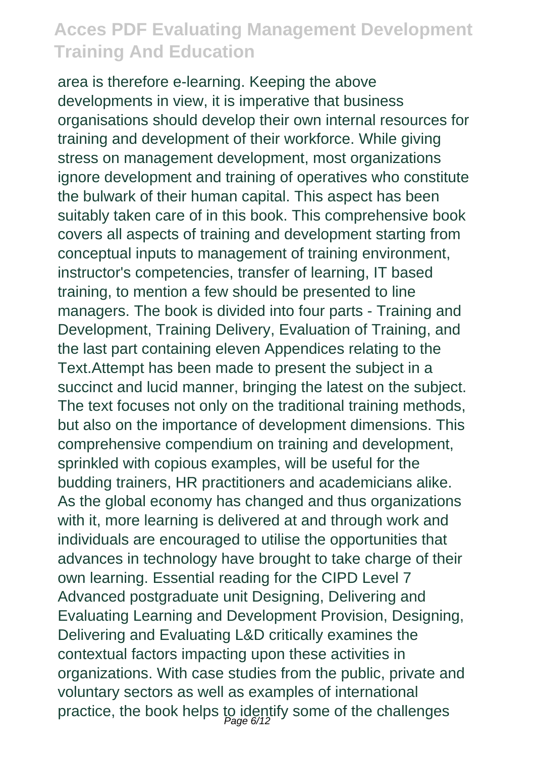area is therefore e-learning. Keeping the above developments in view, it is imperative that business organisations should develop their own internal resources for training and development of their workforce. While giving stress on management development, most organizations ignore development and training of operatives who constitute the bulwark of their human capital. This aspect has been suitably taken care of in this book. This comprehensive book covers all aspects of training and development starting from conceptual inputs to management of training environment, instructor's competencies, transfer of learning, IT based training, to mention a few should be presented to line managers. The book is divided into four parts - Training and Development, Training Delivery, Evaluation of Training, and the last part containing eleven Appendices relating to the Text.Attempt has been made to present the subject in a succinct and lucid manner, bringing the latest on the subject. The text focuses not only on the traditional training methods, but also on the importance of development dimensions. This comprehensive compendium on training and development, sprinkled with copious examples, will be useful for the budding trainers, HR practitioners and academicians alike. As the global economy has changed and thus organizations with it, more learning is delivered at and through work and individuals are encouraged to utilise the opportunities that advances in technology have brought to take charge of their own learning. Essential reading for the CIPD Level 7 Advanced postgraduate unit Designing, Delivering and Evaluating Learning and Development Provision, Designing, Delivering and Evaluating L&D critically examines the contextual factors impacting upon these activities in organizations. With case studies from the public, private and voluntary sectors as well as examples of international practice, the book helps to identify some of the challenges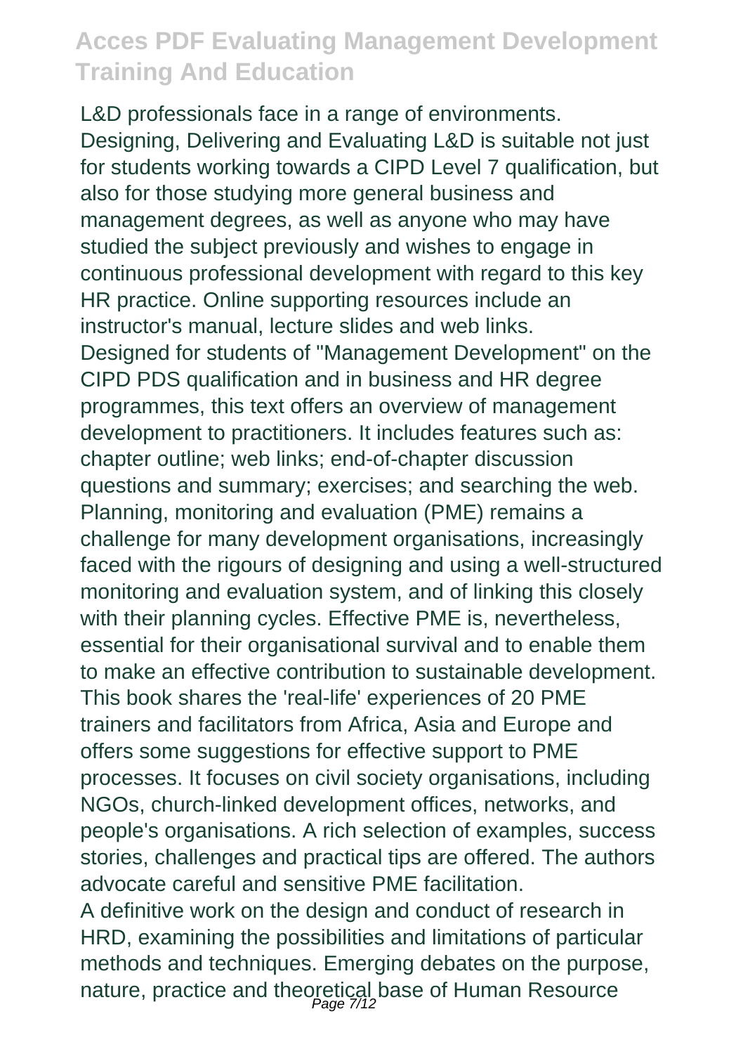L&D professionals face in a range of environments. Designing, Delivering and Evaluating L&D is suitable not just for students working towards a CIPD Level 7 qualification, but also for those studying more general business and management degrees, as well as anyone who may have studied the subject previously and wishes to engage in continuous professional development with regard to this key HR practice. Online supporting resources include an instructor's manual, lecture slides and web links.

Designed for students of "Management Development" on the CIPD PDS qualification and in business and HR degree programmes, this text offers an overview of management development to practitioners. It includes features such as: chapter outline; web links; end-of-chapter discussion questions and summary; exercises; and searching the web.

Planning, monitoring and evaluation (PME) remains a challenge for many development organisations, increasingly faced with the rigours of designing and using a well-structured monitoring and evaluation system, and of linking this closely with their planning cycles. Effective PME is, nevertheless, essential for their organisational survival and to enable them to make an effective contribution to sustainable development. This book shares the 'real-life' experiences of 20 PME trainers and facilitators from Africa, Asia and Europe and offers some suggestions for effective support to PME processes. It focuses on civil society organisations, including NGOs, church-linked development offices, networks, and people's organisations. A rich selection of examples, success stories, challenges and practical tips are offered. The authors advocate careful and sensitive PME facilitation.

A definitive work on the design and conduct of research in HRD, examining the possibilities and limitations of particular methods and techniques. Emerging debates on the purpose, nature, practice and theoretical base of Human Resource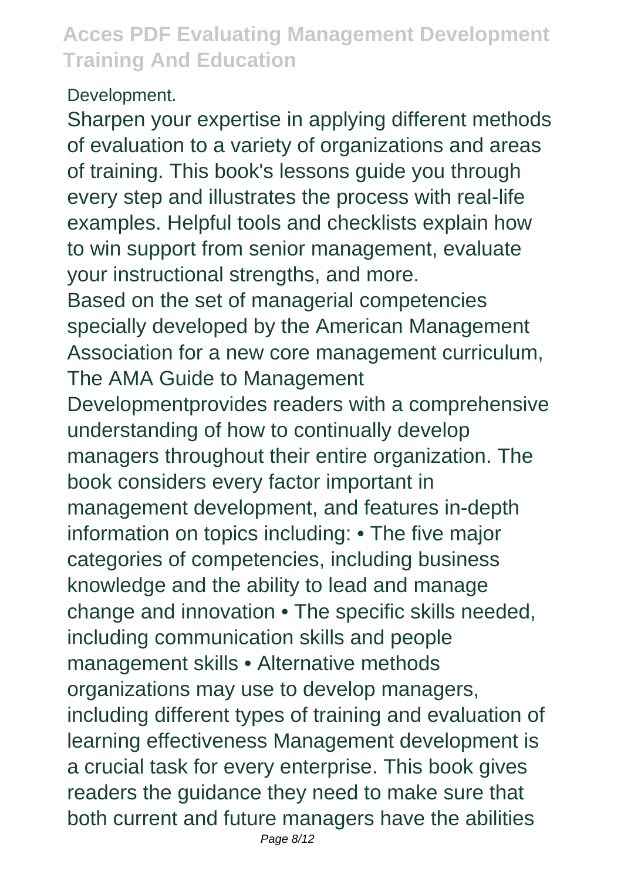Development.

Sharpen your expertise in applying different methods of evaluation to a variety of organizations and areas of training. This book's lessons guide you through every step and illustrates the process with real-life examples. Helpful tools and checklists explain how to win support from senior management, evaluate your instructional strengths, and more.

Based on the set of managerial competencies specially developed by the American Management Association for a new core management curriculum, The AMA Guide to Management Developmentprovides readers with a comprehensive understanding of how to continually develop managers throughout their entire organization. The book considers every factor important in management development, and features in-depth information on topics including: • The five major categories of competencies, including business knowledge and the ability to lead and manage change and innovation • The specific skills needed, including communication skills and people management skills • Alternative methods organizations may use to develop managers, including different types of training and evaluation of learning effectiveness Management development is a crucial task for every enterprise. This book gives readers the guidance they need to make sure that both current and future managers have the abilities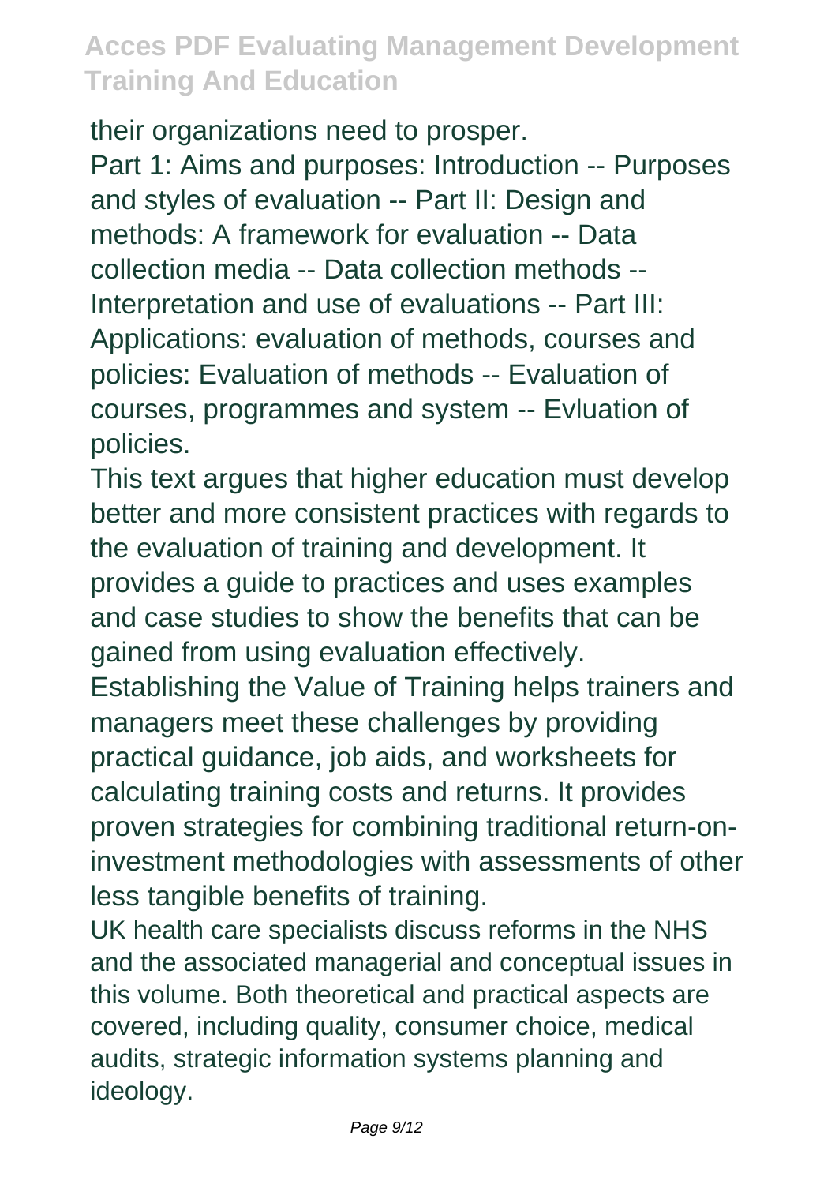their organizations need to prosper.

Part 1: Aims and purposes: Introduction -- Purposes and styles of evaluation -- Part II: Design and methods: A framework for evaluation -- Data collection media -- Data collection methods -- Interpretation and use of evaluations -- Part III: Applications: evaluation of methods, courses and policies: Evaluation of methods -- Evaluation of courses, programmes and system -- Evluation of policies.

This text argues that higher education must develop better and more consistent practices with regards to the evaluation of training and development. It provides a guide to practices and uses examples and case studies to show the benefits that can be gained from using evaluation effectively.

Establishing the Value of Training helps trainers and managers meet these challenges by providing practical guidance, job aids, and worksheets for calculating training costs and returns. It provides proven strategies for combining traditional return-on-investment methodologies with assessments of other less tangible benefits of training.

UK health care specialists discuss reforms in the NHS and the associated managerial and conceptual issues in this volume. Both theoretical and practical aspects are covered, including quality, consumer choice, medical audits, strategic information systems planning and ideology.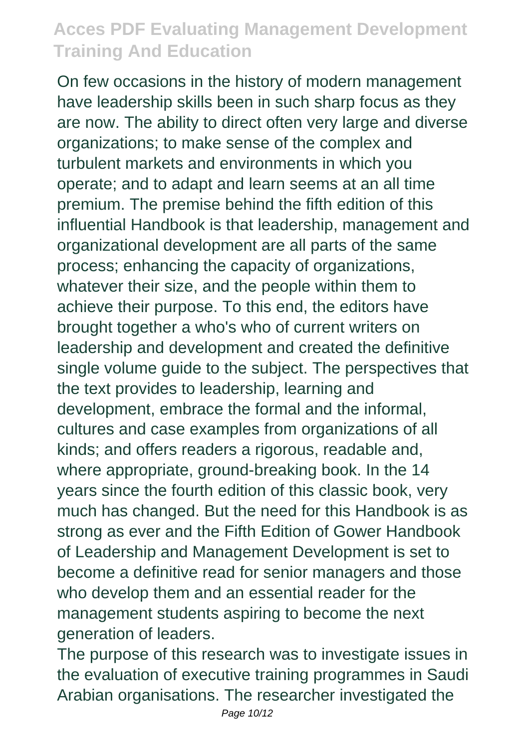On few occasions in the history of modern management have leadership skills been in such sharp focus as they are now. The ability to direct often very large and diverse organizations; to make sense of the complex and turbulent markets and environments in which you operate; and to adapt and learn seems at an all time premium. The premise behind the fifth edition of this influential Handbook is that leadership, management and organizational development are all parts of the same process; enhancing the capacity of organizations, whatever their size, and the people within them to achieve their purpose. To this end, the editors have brought together a who's who of current writers on leadership and development and created the definitive single volume guide to the subject. The perspectives that the text provides to leadership, learning and development, embrace the formal and the informal, cultures and case examples from organizations of all kinds; and offers readers a rigorous, readable and, where appropriate, ground-breaking book. In the 14 years since the fourth edition of this classic book, very much has changed. But the need for this Handbook is as strong as ever and the Fifth Edition of Gower Handbook of Leadership and Management Development is set to become a definitive read for senior managers and those who develop them and an essential reader for the management students aspiring to become the next generation of leaders.

The purpose of this research was to investigate issues in the evaluation of executive training programmes in Saudi Arabian organisations. The researcher investigated the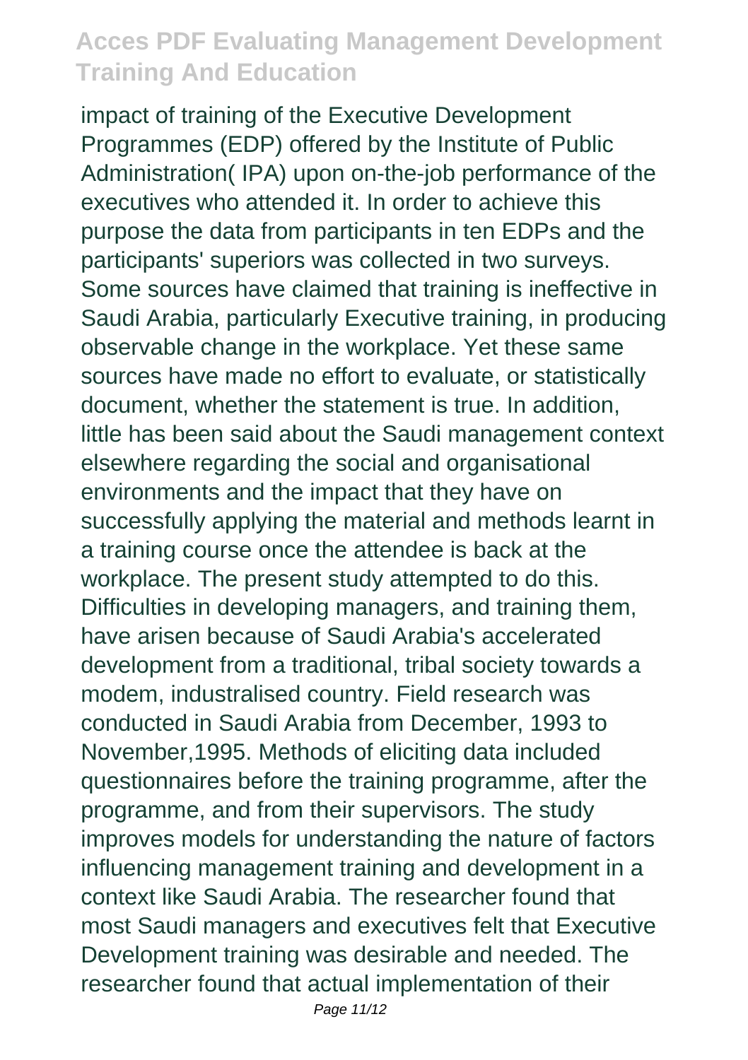impact of training of the Executive Development Programmes (EDP) offered by the Institute of Public Administration( IPA) upon on-the-job performance of the executives who attended it. In order to achieve this purpose the data from participants in ten EDPs and the participants' superiors was collected in two surveys. Some sources have claimed that training is ineffective in Saudi Arabia, particularly Executive training, in producing observable change in the workplace. Yet these same sources have made no effort to evaluate, or statistically document, whether the statement is true. In addition, little has been said about the Saudi management context elsewhere regarding the social and organisational environments and the impact that they have on successfully applying the material and methods learnt in a training course once the attendee is back at the workplace. The present study attempted to do this. Difficulties in developing managers, and training them, have arisen because of Saudi Arabia's accelerated development from a traditional, tribal society towards a modem, industralised country. Field research was conducted in Saudi Arabia from December, 1993 to November,1995. Methods of eliciting data included questionnaires before the training programme, after the programme, and from their supervisors. The study improves models for understanding the nature of factors influencing management training and development in a context like Saudi Arabia. The researcher found that most Saudi managers and executives felt that Executive Development training was desirable and needed. The researcher found that actual implementation of their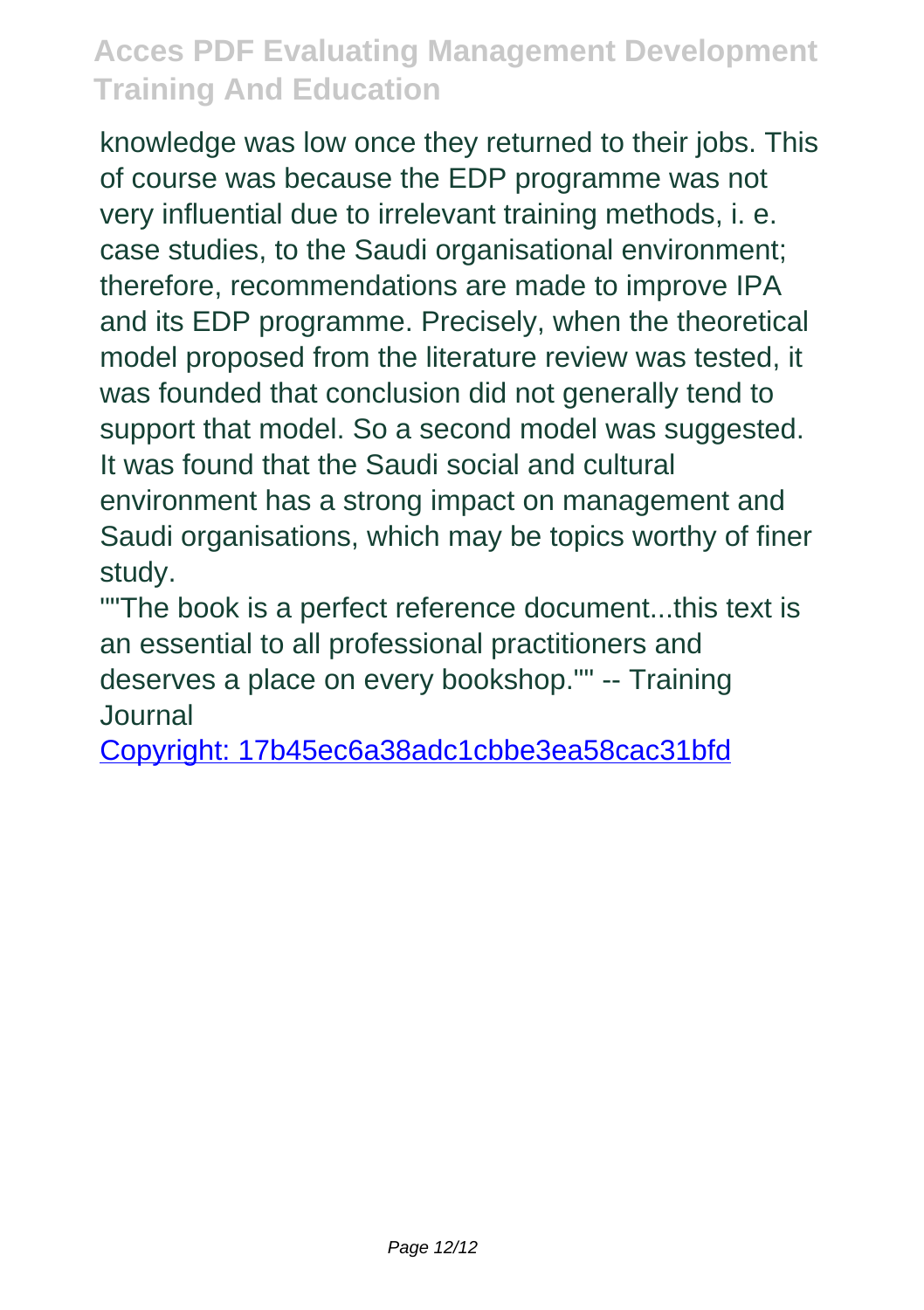knowledge was low once they returned to their jobs. This of course was because the EDP programme was not very influential due to irrelevant training methods, i. e. case studies, to the Saudi organisational environment; therefore, recommendations are made to improve IPA and its EDP programme. Precisely, when the theoretical model proposed from the literature review was tested, it was founded that conclusion did not generally tend to support that model. So a second model was suggested. It was found that the Saudi social and cultural environment has a strong impact on management and Saudi organisations, which may be topics worthy of finer study.

""The book is a perfect reference document...this text is an essential to all professional practitioners and deserves a place on every bookshop."" -- Training Journal

Copyright: 17b45ec6a38adc1cbbe3ea58cac31bfd